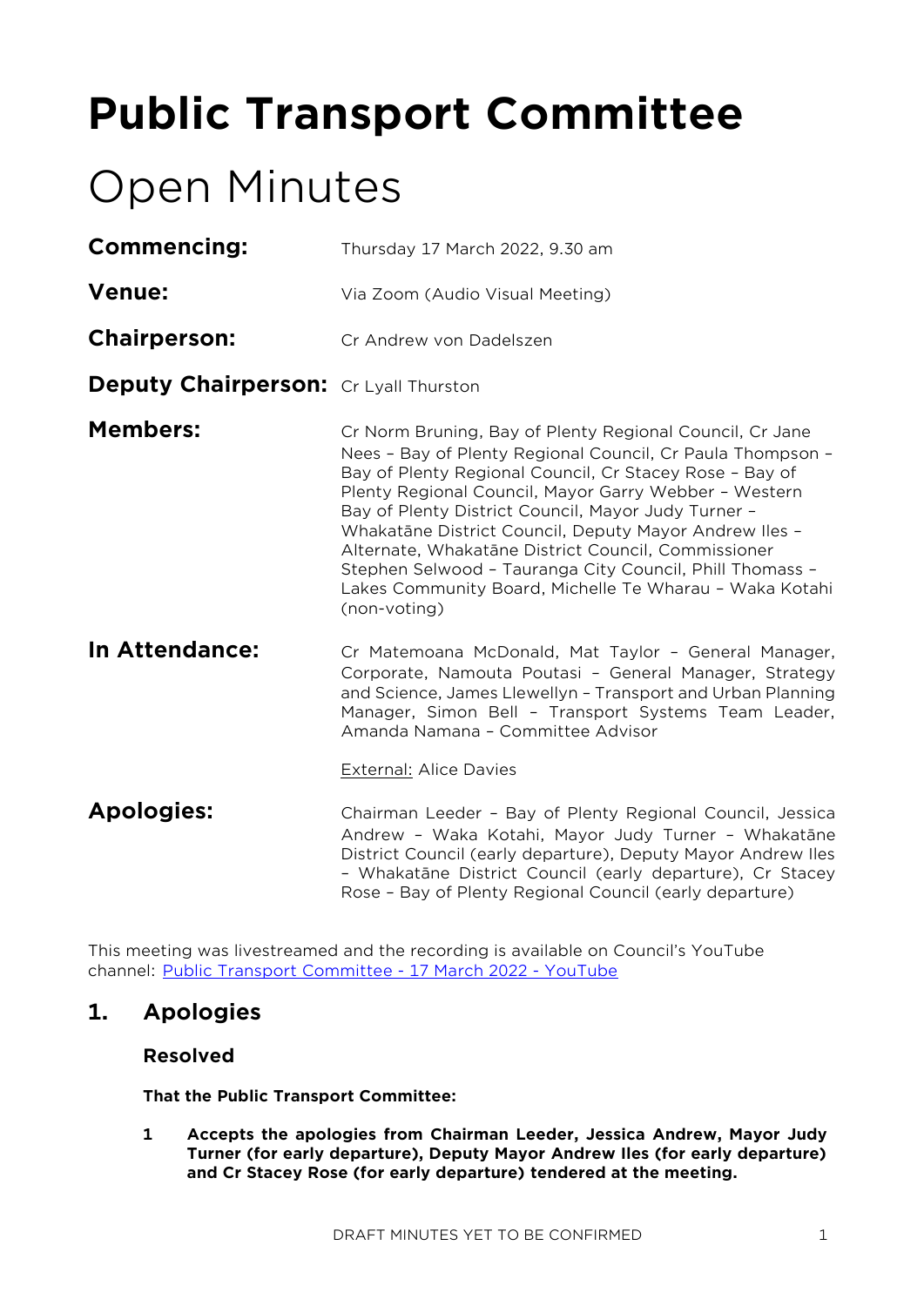# Public Transport Committee

# Open Minutes

**Commencing:** Thursday 17 March 2022, 9.30 am

**Venue:** Via Zoom (Audio Visual Meeting)

**Chairperson:** Cr Andrew von Dadelszen

**Deputy Chairperson:** Cr Lyall Thurston

**Members:** Cr Norm Bruning, Bay of Plenty Regional Council, Cr Jane Nees – Bay of Plenty Regional Council, Cr Paula Thompson – Bay of Plenty Regional Council, Cr Stacey Rose – Bay of Plenty Regional Council, Mayor Garry Webber – Western Bay of Plenty District Council, Mayor Judy Turner – Whakatāne District Council, Deputy Mayor Andrew Iles – Alternate, Whakatāne District Council, Commissioner Stephen Selwood – Tauranga City Council, Phill Thomass – Lakes Community Board, Michelle Te Wharau – Waka Kotahi (non-voting)

**In Attendance:** Cr Matemoana McDonald, Mat Taylor – General Manager, Corporate, Namouta Poutasi – General Manager, Strategy and Science, James Llewellyn – Transport and Urban Planning Manager, Simon Bell – Transport Systems Team Leader, Amanda Namana – Committee Advisor

External: Alice Davies

**Apologies:** Chairman Leeder – Bay of Plenty Regional Council, Jessica Andrew – Waka Kotahi, Mayor Judy Turner – Whakatāne District Council (early departure), Deputy Mayor Andrew Iles – Whakatāne District Council (early departure), Cr Stacey Rose – Bay of Plenty Regional Council (early departure)

This meeting was livestreamed and the recording is available on Council's YouTube channel: [Public Transport Committee - 17 March 2022 - YouTube]

## 1. Apologies

### Resolved

**That the Public Transport Committee:**

**1 Accepts the apologies from Chairman Leeder, Jessica Andrew, Mayor Judy Turner (for early departure), Deputy Mayor Andrew Iles (for early departure) and Cr Stacey Rose (for early departure) tendered at the meeting.**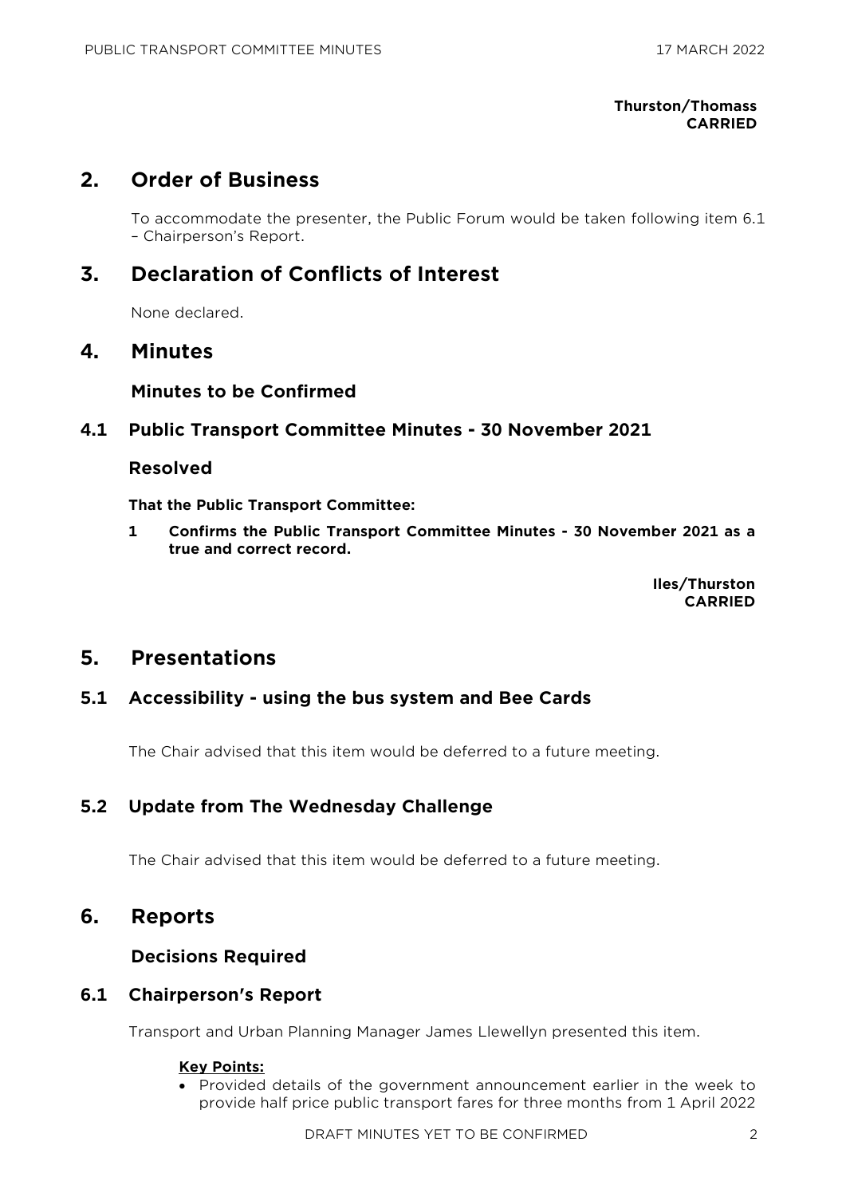**Thurston/Thomass**
**CARRIED**

## 2. Order of Business

To accommodate the presenter, the Public Forum would be taken following item 6.1 – Chairperson's Report.

## 3. Declaration of Conflicts of Interest

None declared.

## 4. Minutes

### Minutes to be Confirmed

### 4.1 Public Transport Committee Minutes - 30 November 2021

#### Resolved

**That the Public Transport Committee:**

**1 Confirms the Public Transport Committee Minutes - 30 November 2021 as a true and correct record.**

**Iles/Thurston**
**CARRIED**

## 5. Presentations

### 5.1 Accessibility - using the bus system and Bee Cards

The Chair advised that this item would be deferred to a future meeting.

### 5.2 Update from The Wednesday Challenge

The Chair advised that this item would be deferred to a future meeting.

## 6. Reports

### Decisions Required

### 6.1 Chairperson's Report

Transport and Urban Planning Manager James Llewellyn presented this item.

**Key Points:**

- Provided details of the government announcement earlier in the week to provide half price public transport fares for three months from 1 April 2022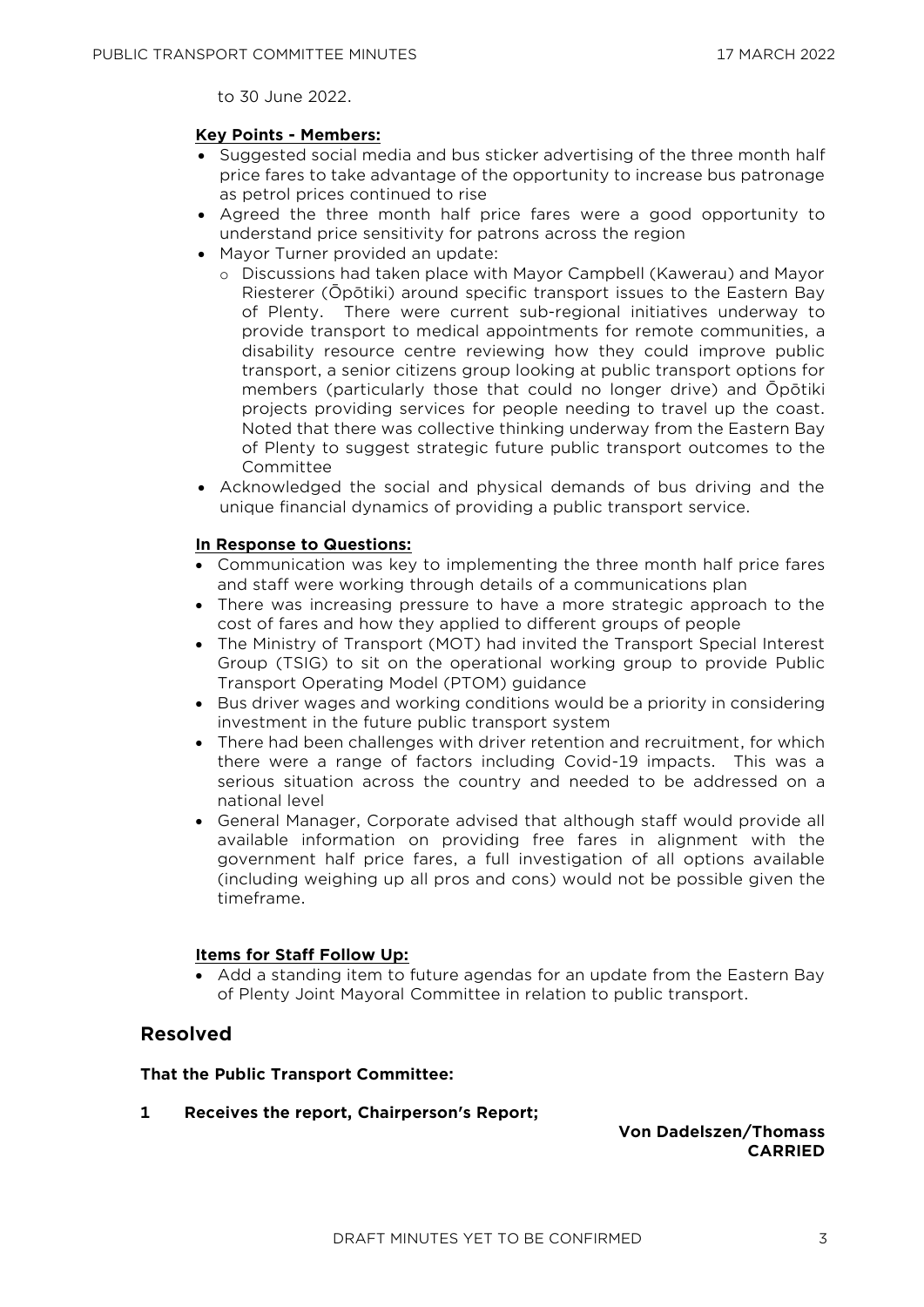to 30 June 2022.

**Key Points - Members:**

- Suggested social media and bus sticker advertising of the three month half price fares to take advantage of the opportunity to increase bus patronage as petrol prices continued to rise
- Agreed the three month half price fares were a good opportunity to understand price sensitivity for patrons across the region
- Mayor Turner provided an update:
  - Discussions had taken place with Mayor Campbell (Kawerau) and Mayor Riesterer (Ōpōtiki) around specific transport issues to the Eastern Bay of Plenty. There were current sub-regional initiatives underway to provide transport to medical appointments for remote communities, a disability resource centre reviewing how they could improve public transport, a senior citizens group looking at public transport options for members (particularly those that could no longer drive) and Ōpōtiki projects providing services for people needing to travel up the coast. Noted that there was collective thinking underway from the Eastern Bay of Plenty to suggest strategic future public transport outcomes to the Committee
- Acknowledged the social and physical demands of bus driving and the unique financial dynamics of providing a public transport service.

**In Response to Questions:**

- Communication was key to implementing the three month half price fares and staff were working through details of a communications plan
- There was increasing pressure to have a more strategic approach to the cost of fares and how they applied to different groups of people
- The Ministry of Transport (MOT) had invited the Transport Special Interest Group (TSIG) to sit on the operational working group to provide Public Transport Operating Model (PTOM) guidance
- Bus driver wages and working conditions would be a priority in considering investment in the future public transport system
- There had been challenges with driver retention and recruitment, for which there were a range of factors including Covid-19 impacts. This was a serious situation across the country and needed to be addressed on a national level
- General Manager, Corporate advised that although staff would provide all available information on providing free fares in alignment with the government half price fares, a full investigation of all options available (including weighing up all pros and cons) would not be possible given the timeframe.

**Items for Staff Follow Up:**

- Add a standing item to future agendas for an update from the Eastern Bay of Plenty Joint Mayoral Committee in relation to public transport.

## Resolved

**That the Public Transport Committee:**

**1 Receives the report, Chairperson's Report;**

**Von Dadelszen/Thomass**
**CARRIED**

DRAFT MINUTES YET TO BE CONFIRMED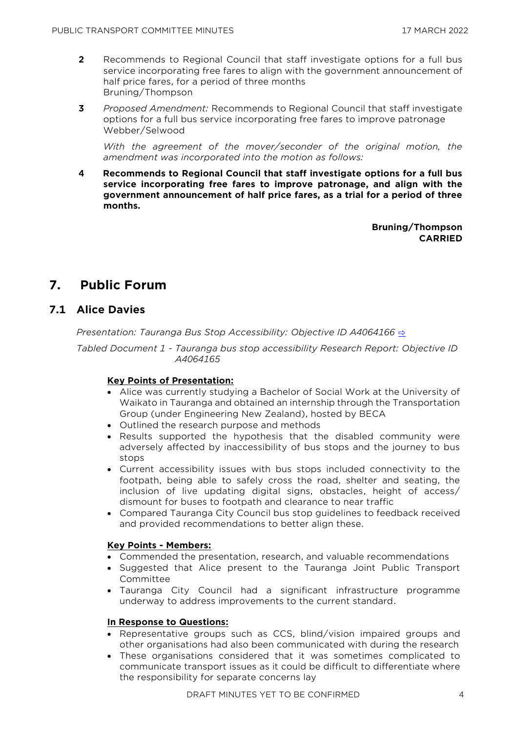**2** Recommends to Regional Council that staff investigate options for a full bus service incorporating free fares to align with the government announcement of half price fares, for a period of three months
Bruning/Thompson

**3** *Proposed Amendment:* Recommends to Regional Council that staff investigate options for a full bus service incorporating free fares to improve patronage
Webber/Selwood

*With the agreement of the mover/seconder of the original motion, the amendment was incorporated into the motion as follows:*

**4** **Recommends to Regional Council that staff investigate options for a full bus service incorporating free fares to improve patronage, and align with the government announcement of half price fares, as a trial for a period of three months.**

**Bruning/Thompson**
**CARRIED**

# 7. Public Forum

## 7.1 Alice Davies

*Presentation: Tauranga Bus Stop Accessibility: Objective ID A4064166* ⇨

*Tabled Document 1 - Tauranga bus stop accessibility Research Report: Objective ID A4064165*

**Key Points of Presentation:**

- Alice was currently studying a Bachelor of Social Work at the University of Waikato in Tauranga and obtained an internship through the Transportation Group (under Engineering New Zealand), hosted by BECA
- Outlined the research purpose and methods
- Results supported the hypothesis that the disabled community were adversely affected by inaccessibility of bus stops and the journey to bus stops
- Current accessibility issues with bus stops included connectivity to the footpath, being able to safely cross the road, shelter and seating, the inclusion of live updating digital signs, obstacles, height of access/dismount for buses to footpath and clearance to near traffic
- Compared Tauranga City Council bus stop guidelines to feedback received and provided recommendations to better align these.

**Key Points - Members:**

- Commended the presentation, research, and valuable recommendations
- Suggested that Alice present to the Tauranga Joint Public Transport Committee
- Tauranga City Council had a significant infrastructure programme underway to address improvements to the current standard.

**In Response to Questions:**

- Representative groups such as CCS, blind/vision impaired groups and other organisations had also been communicated with during the research
- These organisations considered that it was sometimes complicated to communicate transport issues as it could be difficult to differentiate where the responsibility for separate concerns lay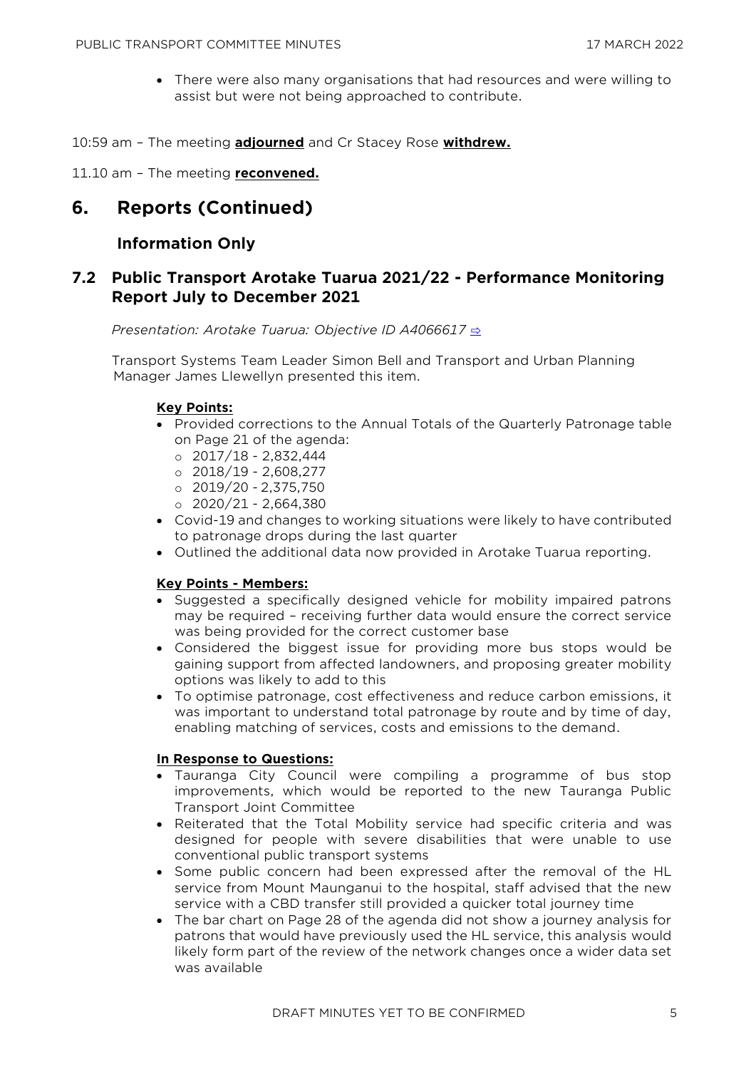- There were also many organisations that had resources and were willing to assist but were not being approached to contribute.

10:59 am – The meeting **adjourned** and Cr Stacey Rose **withdrew.**

11.10 am – The meeting **reconvened.**

# 6. Reports (Continued)

## Information Only

## 7.2 Public Transport Arotake Tuarua 2021/22 - Performance Monitoring Report July to December 2021

*Presentation: Arotake Tuarua: Objective ID A4066617* ⇨

Transport Systems Team Leader Simon Bell and Transport and Urban Planning Manager James Llewellyn presented this item.

**Key Points:**

- Provided corrections to the Annual Totals of the Quarterly Patronage table on Page 21 of the agenda:
  - 2017/18 - 2,832,444
  - 2018/19 - 2,608,277
  - 2019/20 - 2,375,750
  - 2020/21 - 2,664,380
- Covid-19 and changes to working situations were likely to have contributed to patronage drops during the last quarter
- Outlined the additional data now provided in Arotake Tuarua reporting.

**Key Points - Members:**

- Suggested a specifically designed vehicle for mobility impaired patrons may be required – receiving further data would ensure the correct service was being provided for the correct customer base
- Considered the biggest issue for providing more bus stops would be gaining support from affected landowners, and proposing greater mobility options was likely to add to this
- To optimise patronage, cost effectiveness and reduce carbon emissions, it was important to understand total patronage by route and by time of day, enabling matching of services, costs and emissions to the demand.

**In Response to Questions:**

- Tauranga City Council were compiling a programme of bus stop improvements, which would be reported to the new Tauranga Public Transport Joint Committee
- Reiterated that the Total Mobility service had specific criteria and was designed for people with severe disabilities that were unable to use conventional public transport systems
- Some public concern had been expressed after the removal of the HL service from Mount Maunganui to the hospital, staff advised that the new service with a CBD transfer still provided a quicker total journey time
- The bar chart on Page 28 of the agenda did not show a journey analysis for patrons that would have previously used the HL service, this analysis would likely form part of the review of the network changes once a wider data set was available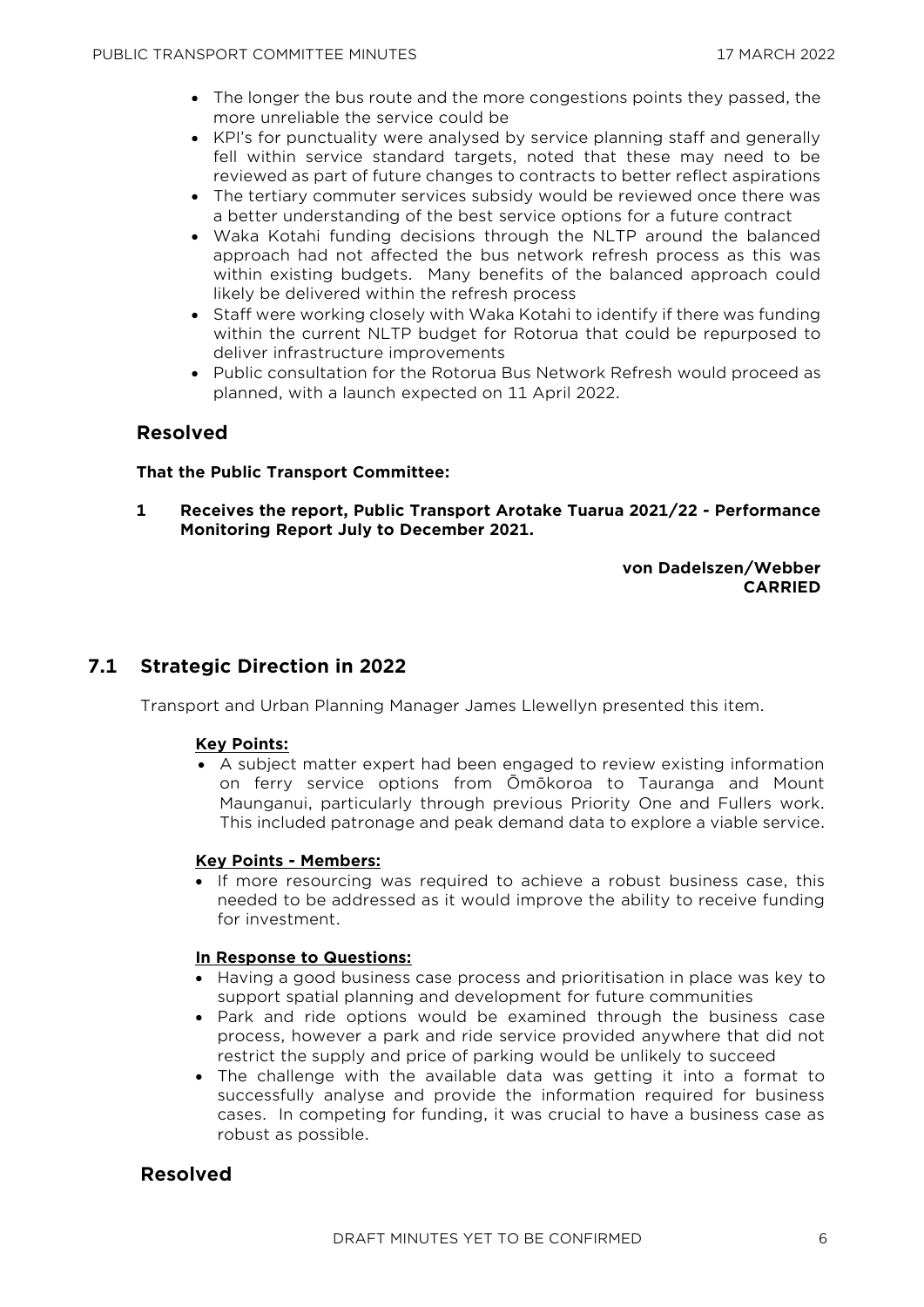- The longer the bus route and the more congestions points they passed, the more unreliable the service could be
- KPI's for punctuality were analysed by service planning staff and generally fell within service standard targets, noted that these may need to be reviewed as part of future changes to contracts to better reflect aspirations
- The tertiary commuter services subsidy would be reviewed once there was a better understanding of the best service options for a future contract
- Waka Kotahi funding decisions through the NLTP around the balanced approach had not affected the bus network refresh process as this was within existing budgets. Many benefits of the balanced approach could likely be delivered within the refresh process
- Staff were working closely with Waka Kotahi to identify if there was funding within the current NLTP budget for Rotorua that could be repurposed to deliver infrastructure improvements
- Public consultation for the Rotorua Bus Network Refresh would proceed as planned, with a launch expected on 11 April 2022.

## Resolved

**That the Public Transport Committee:**

**1 Receives the report, Public Transport Arotake Tuarua 2021/22 - Performance Monitoring Report July to December 2021.**

**von Dadelszen/Webber**
**CARRIED**

## 7.1 Strategic Direction in 2022

Transport and Urban Planning Manager James Llewellyn presented this item.

**Key Points:**

- A subject matter expert had been engaged to review existing information on ferry service options from Ōmōkoroa to Tauranga and Mount Maunganui, particularly through previous Priority One and Fullers work. This included patronage and peak demand data to explore a viable service.

**Key Points - Members:**

- If more resourcing was required to achieve a robust business case, this needed to be addressed as it would improve the ability to receive funding for investment.

**In Response to Questions:**

- Having a good business case process and prioritisation in place was key to support spatial planning and development for future communities
- Park and ride options would be examined through the business case process, however a park and ride service provided anywhere that did not restrict the supply and price of parking would be unlikely to succeed
- The challenge with the available data was getting it into a format to successfully analyse and provide the information required for business cases. In competing for funding, it was crucial to have a business case as robust as possible.

## Resolved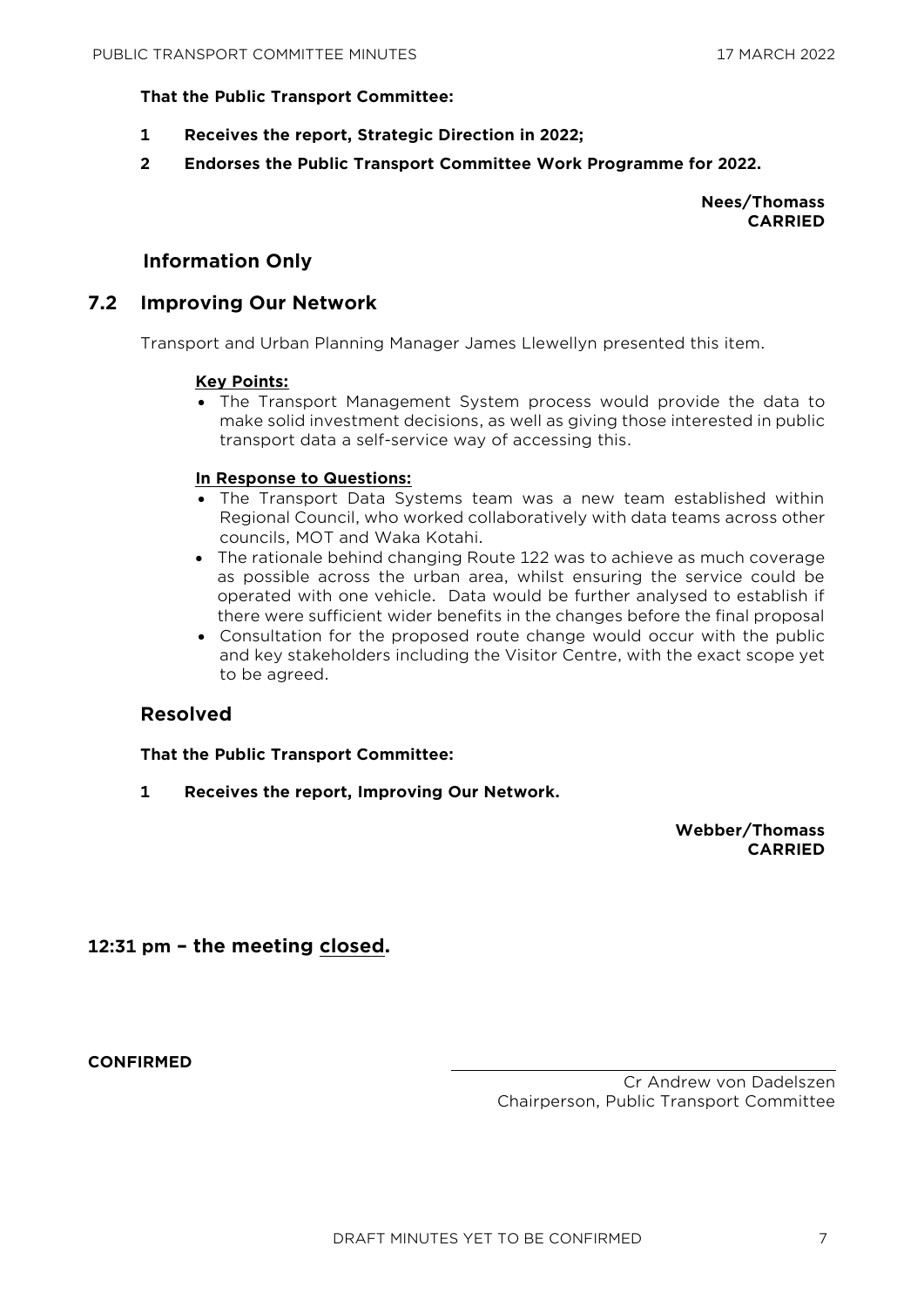**That the Public Transport Committee:**

1. **Receives the report, Strategic Direction in 2022;**
2. **Endorses the Public Transport Committee Work Programme for 2022.**

**Nees/Thomass**
**CARRIED**

## Information Only

## 7.2 Improving Our Network

Transport and Urban Planning Manager James Llewellyn presented this item.

**Key Points:**

- The Transport Management System process would provide the data to make solid investment decisions, as well as giving those interested in public transport data a self-service way of accessing this.

**In Response to Questions:**

- The Transport Data Systems team was a new team established within Regional Council, who worked collaboratively with data teams across other councils, MOT and Waka Kotahi.
- The rationale behind changing Route 122 was to achieve as much coverage as possible across the urban area, whilst ensuring the service could be operated with one vehicle. Data would be further analysed to establish if there were sufficient wider benefits in the changes before the final proposal
- Consultation for the proposed route change would occur with the public and key stakeholders including the Visitor Centre, with the exact scope yet to be agreed.

## Resolved

**That the Public Transport Committee:**

1. **Receives the report, Improving Our Network.**

**Webber/Thomass**
**CARRIED**

**12:31 pm – the meeting closed.**

**CONFIRMED**

Cr Andrew von Dadelszen
Chairperson, Public Transport Committee

DRAFT MINUTES YET TO BE CONFIRMED